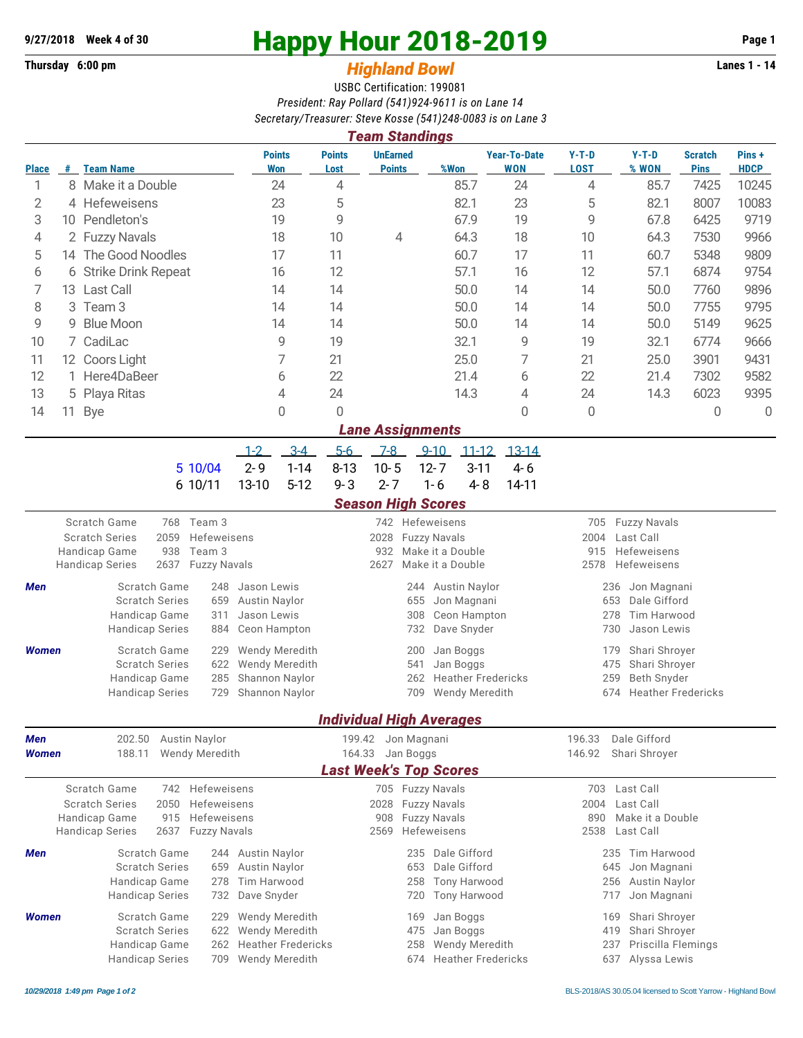**9/27/2018 Week 4 of 30**

# Happy Hour 2018-2019

## *Highland Bowl*

**Thursday 6:00 pm** — **Lanes 1 - 14**

USBC Certification: 199081

*President: Ray Pollard (541)924-9611 is on Lane 14*

*Secretary/Treasurer: Steve Kosse (541)248-0083 is on Lane 3*

### *Team Standings*

| Place | # | Team Name | Points Won | Points Lost | UnEarned Points | %Won | Year-To-Date WON | Y-T-D LOST | Y-T-D % WON | Scratch Pins | Pins + HDCP |
|---|---|---|---|---|---|---|---|---|---|---|---|
| 1 | 8 | Make it a Double | 24 | 4 | | 85.7 | 24 | 4 | 85.7 | 7425 | 10245 |
| 2 | 4 | Hefeweisens | 23 | 5 | | 82.1 | 23 | 5 | 82.1 | 8007 | 10083 |
| 3 | 10 | Pendleton's | 19 | 9 | | 67.9 | 19 | 9 | 67.8 | 6425 | 9719 |
| 4 | 2 | Fuzzy Navals | 18 | 10 | 4 | 64.3 | 18 | 10 | 64.3 | 7530 | 9966 |
| 5 | 14 | The Good Noodles | 17 | 11 | | 60.7 | 17 | 11 | 60.7 | 5348 | 9809 |
| 6 | 6 | Strike Drink Repeat | 16 | 12 | | 57.1 | 16 | 12 | 57.1 | 6874 | 9754 |
| 7 | 13 | Last Call | 14 | 14 | | 50.0 | 14 | 14 | 50.0 | 7760 | 9896 |
| 8 | 3 | Team 3 | 14 | 14 | | 50.0 | 14 | 14 | 50.0 | 7755 | 9795 |
| 9 | 9 | Blue Moon | 14 | 14 | | 50.0 | 14 | 14 | 50.0 | 5149 | 9625 |
| 10 | 7 | CadiLac | 9 | 19 | | 32.1 | 9 | 19 | 32.1 | 6774 | 9666 |
| 11 | 12 | Coors Light | 7 | 21 | | 25.0 | 7 | 21 | 25.0 | 3901 | 9431 |
| 12 | 1 | Here4DaBeer | 6 | 22 | | 21.4 | 6 | 22 | 21.4 | 7302 | 9582 |
| 13 | 5 | Playa Ritas | 4 | 24 | | 14.3 | 4 | 24 | 14.3 | 6023 | 9395 |
| 14 | 11 | Bye | 0 | 0 | | | 0 | 0 | | 0 | 0 |

### *Lane Assignments*

| Week | Date | 1-2 | 3-4 | 5-6 | 7-8 | 9-10 | 11-12 | 13-14 |
|---|---|---|---|---|---|---|---|---|
| 5 | 10/04 | 2- 9 | 1-14 | 8-13 | 10- 5 | 12- 7 | 3-11 | 4- 6 |
| 6 | 10/11 | 13-10 | 5-12 | 9- 3 | 2- 7 | 1- 6 | 4- 8 | 14-11 |

### *Season High Scores*

| | | | | | | |
|---|---|---|---|---|---|---|
| Scratch Game | 768 | Team 3 | 742 | Hefeweisens | 705 | Fuzzy Navals |
| Scratch Series | 2059 | Hefeweisens | 2028 | Fuzzy Navals | 2004 | Last Call |
| Handicap Game | 938 | Team 3 | 932 | Make it a Double | 915 | Hefeweisens |
| Handicap Series | 2637 | Fuzzy Navals | 2627 | Make it a Double | 2578 | Hefeweisens |

**Men**

| | | | | | | |
|---|---|---|---|---|---|---|
| Scratch Game | 248 | Jason Lewis | 244 | Austin Naylor | 236 | Jon Magnani |
| Scratch Series | 659 | Austin Naylor | 655 | Jon Magnani | 653 | Dale Gifford |
| Handicap Game | 311 | Jason Lewis | 308 | Ceon Hampton | 278 | Tim Harwood |
| Handicap Series | 884 | Ceon Hampton | 732 | Dave Snyder | 730 | Jason Lewis |

**Women**

| | | | | | | |
|---|---|---|---|---|---|---|
| Scratch Game | 229 | Wendy Meredith | 200 | Jan Boggs | 179 | Shari Shroyer |
| Scratch Series | 622 | Wendy Meredith | 541 | Jan Boggs | 475 | Shari Shroyer |
| Handicap Game | 285 | Shannon Naylor | 262 | Heather Fredericks | 259 | Beth Snyder |
| Handicap Series | 729 | Shannon Naylor | 709 | Wendy Meredith | 674 | Heather Fredericks |

### *Individual High Averages*

| | | | | | | |
|---|---|---|---|---|---|---|
| **Men** | 202.50 | Austin Naylor | 199.42 | Jon Magnani | 196.33 | Dale Gifford |
| **Women** | 188.11 | Wendy Meredith | 164.33 | Jan Boggs | 146.92 | Shari Shroyer |

### *Last Week's Top Scores*

| | | | | | | |
|---|---|---|---|---|---|---|
| Scratch Game | 742 | Hefeweisens | 705 | Fuzzy Navals | 703 | Last Call |
| Scratch Series | 2050 | Hefeweisens | 2028 | Fuzzy Navals | 2004 | Last Call |
| Handicap Game | 915 | Hefeweisens | 908 | Fuzzy Navals | 890 | Make it a Double |
| Handicap Series | 2637 | Fuzzy Navals | 2569 | Hefeweisens | 2538 | Last Call |

**Men**

| | | | | | | |
|---|---|---|---|---|---|---|
| Scratch Game | 244 | Austin Naylor | 235 | Dale Gifford | 235 | Tim Harwood |
| Scratch Series | 659 | Austin Naylor | 653 | Dale Gifford | 645 | Jon Magnani |
| Handicap Game | 278 | Tim Harwood | 258 | Tony Harwood | 256 | Austin Naylor |
| Handicap Series | 732 | Dave Snyder | 720 | Tony Harwood | 717 | Jon Magnani |

**Women**

| | | | | | | |
|---|---|---|---|---|---|---|
| Scratch Game | 229 | Wendy Meredith | 169 | Jan Boggs | 169 | Shari Shroyer |
| Scratch Series | 622 | Wendy Meredith | 475 | Jan Boggs | 419 | Shari Shroyer |
| Handicap Game | 262 | Heather Fredericks | 258 | Wendy Meredith | 237 | Priscilla Flemings |
| Handicap Series | 709 | Wendy Meredith | 674 | Heather Fredericks | 637 | Alyssa Lewis |

*10/29/2018 1:49 pm Page 1 of 2* — BLS-2018/AS 30.05.04 licensed to Scott Yarrow - Highland Bowl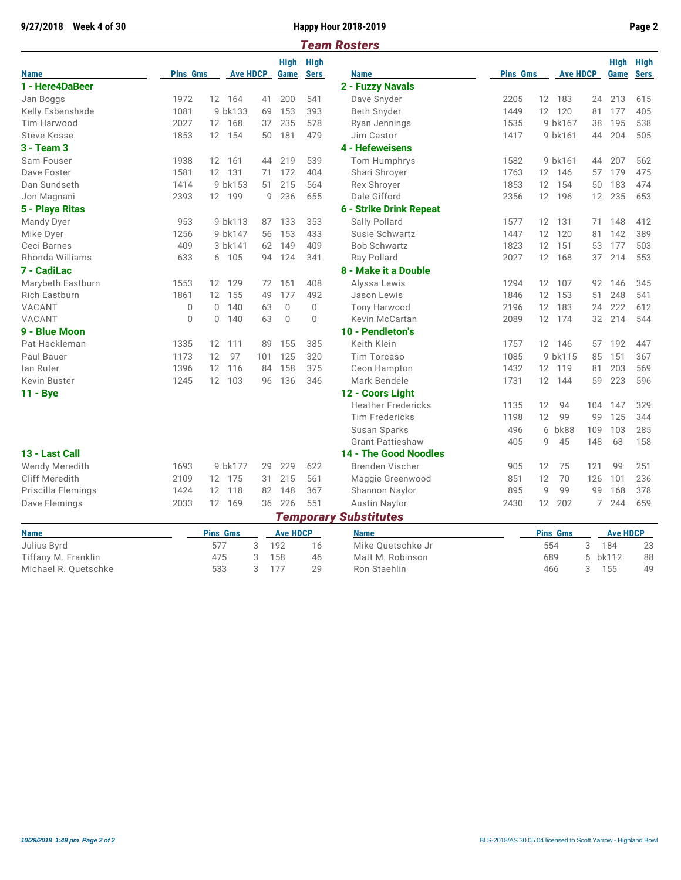## Team Rosters

| Name | Pins | Gms | Ave | HDCP | High Game | High Sers |
|---|---|---|---|---|---|---|
| **1 - Here4DaBeer** | | | | | | |
| Jan Boggs | 1972 | 12 | 164 | 41 | 200 | 541 |
| Kelly Esbenshade | 1081 | 9 | bk133 | 69 | 153 | 393 |
| Tim Harwood | 2027 | 12 | 168 | 37 | 235 | 578 |
| Steve Kosse | 1853 | 12 | 154 | 50 | 181 | 479 |
| **2 - Fuzzy Navals** | | | | | | |
| Dave Snyder | 2205 | 12 | 183 | 24 | 213 | 615 |
| Beth Snyder | 1449 | 12 | 120 | 81 | 177 | 405 |
| Ryan Jennings | 1535 | 9 | bk167 | 38 | 195 | 538 |
| Jim Castor | 1417 | 9 | bk161 | 44 | 204 | 505 |
| **3 - Team 3** | | | | | | |
| Sam Fouser | 1938 | 12 | 161 | 44 | 219 | 539 |
| Dave Foster | 1581 | 12 | 131 | 71 | 172 | 404 |
| Dan Sundseth | 1414 | 9 | bk153 | 51 | 215 | 564 |
| Jon Magnani | 2393 | 12 | 199 | 9 | 236 | 655 |
| **4 - Hefeweisens** | | | | | | |
| Tom Humphrys | 1582 | 9 | bk161 | 44 | 207 | 562 |
| Shari Shroyer | 1763 | 12 | 146 | 57 | 179 | 475 |
| Rex Shroyer | 1853 | 12 | 154 | 50 | 183 | 474 |
| Dale Gifford | 2356 | 12 | 196 | 12 | 235 | 653 |
| **5 - Playa Ritas** | | | | | | |
| Mandy Dyer | 953 | 9 | bk113 | 87 | 133 | 353 |
| Mike Dyer | 1256 | 9 | bk147 | 56 | 153 | 433 |
| Ceci Barnes | 409 | 3 | bk141 | 62 | 149 | 409 |
| Rhonda Williams | 633 | 6 | 105 | 94 | 124 | 341 |
| **6 - Strike Drink Repeat** | | | | | | |
| Sally Pollard | 1577 | 12 | 131 | 71 | 148 | 412 |
| Susie Schwartz | 1447 | 12 | 120 | 81 | 142 | 389 |
| Bob Schwartz | 1823 | 12 | 151 | 53 | 177 | 503 |
| Ray Pollard | 2027 | 12 | 168 | 37 | 214 | 553 |
| **7 - CadiLac** | | | | | | |
| Marybeth Eastburn | 1553 | 12 | 129 | 72 | 161 | 408 |
| Rich Eastburn | 1861 | 12 | 155 | 49 | 177 | 492 |
| VACANT | 0 | 0 | 140 | 63 | 0 | 0 |
| VACANT | 0 | 0 | 140 | 63 | 0 | 0 |
| **8 - Make it a Double** | | | | | | |
| Alyssa Lewis | 1294 | 12 | 107 | 92 | 146 | 345 |
| Jason Lewis | 1846 | 12 | 153 | 51 | 248 | 541 |
| Tony Harwood | 2196 | 12 | 183 | 24 | 222 | 612 |
| Kevin McCartan | 2089 | 12 | 174 | 32 | 214 | 544 |
| **9 - Blue Moon** | | | | | | |
| Pat Hackleman | 1335 | 12 | 111 | 89 | 155 | 385 |
| Paul Bauer | 1173 | 12 | 97 | 101 | 125 | 320 |
| Ian Ruter | 1396 | 12 | 116 | 84 | 158 | 375 |
| Kevin Buster | 1245 | 12 | 103 | 96 | 136 | 346 |
| **10 - Pendleton's** | | | | | | |
| Keith Klein | 1757 | 12 | 146 | 57 | 192 | 447 |
| Tim Torcaso | 1085 | 9 | bk115 | 85 | 151 | 367 |
| Ceon Hampton | 1432 | 12 | 119 | 81 | 203 | 569 |
| Mark Bendele | 1731 | 12 | 144 | 59 | 223 | 596 |
| **11 - Bye** | | | | | | |
| **12 - Coors Light** | | | | | | |
| Heather Fredericks | 1135 | 12 | 94 | 104 | 147 | 329 |
| Tim Fredericks | 1198 | 12 | 99 | 99 | 125 | 344 |
| Susan Sparks | 496 | 6 | bk88 | 109 | 103 | 285 |
| Grant Pattieshaw | 405 | 9 | 45 | 148 | 68 | 158 |
| **13 - Last Call** | | | | | | |
| Wendy Meredith | 1693 | 9 | bk177 | 29 | 229 | 622 |
| Cliff Meredith | 2109 | 12 | 175 | 31 | 215 | 561 |
| Priscilla Flemings | 1424 | 12 | 118 | 82 | 148 | 367 |
| Dave Flemings | 2033 | 12 | 169 | 36 | 226 | 551 |
| **14 - The Good Noodles** | | | | | | |
| Brenden Vischer | 905 | 12 | 75 | 121 | 99 | 251 |
| Maggie Greenwood | 851 | 12 | 70 | 126 | 101 | 236 |
| Shannon Naylor | 895 | 9 | 99 | 99 | 168 | 378 |
| Austin Naylor | 2430 | 12 | 202 | 7 | 244 | 659 |

## Temporary Substitutes

| Name | Pins | Gms | Ave | HDCP |
|---|---|---|---|---|
| Julius Byrd | 577 | 3 | 192 | 16 |
| Tiffany M. Franklin | 475 | 3 | 158 | 46 |
| Michael R. Quetschke | 533 | 3 | 177 | 29 |
| Mike Quetschke Jr | 554 | 3 | 184 | 23 |
| Matt M. Robinson | 689 | 6 | bk112 | 88 |
| Ron Staehlin | 466 | 3 | 155 | 49 |